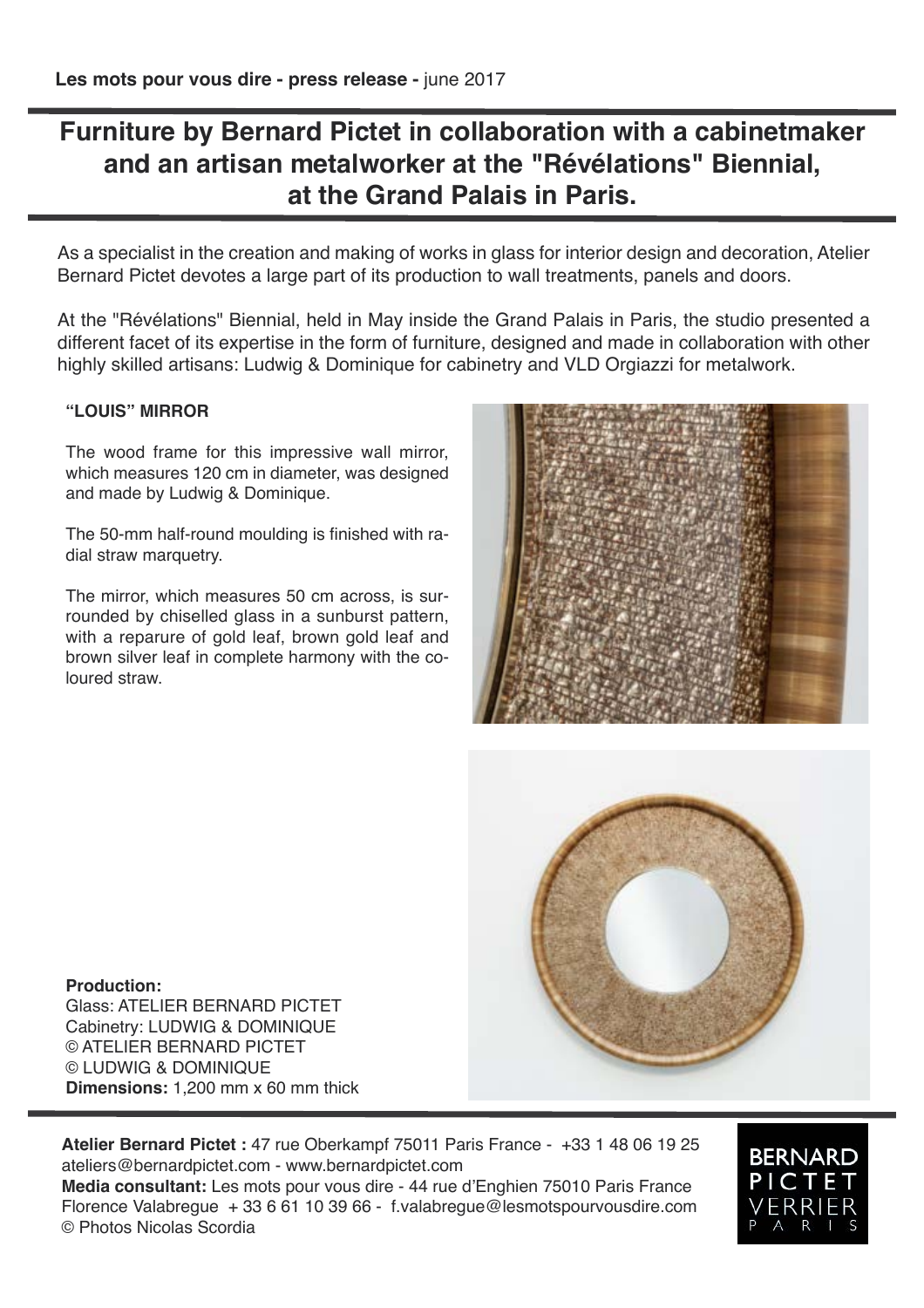**Les mots pour vous dire - press release -** june 2017

# Furniture by Bernard Pictet in collaboration with a cabinetmaker and an artisan metalworker at the "Révélations" Biennial, at the Grand Palais in Paris.

As a specialist in the creation and making of works in glass for interior design and decoration, Atelier Bernard Pictet devotes a large part of its production to wall treatments, panels and doors.

At the "Révélations" Biennial, held in May inside the Grand Palais in Paris, the studio presented a different facet of its expertise in the form of furniture, designed and made in collaboration with other highly skilled artisans: Ludwig & Dominique for cabinetry and VLD Orgiazzi for metalwork.

## "LOUIS" MIRROR

The wood frame for this impressive wall mirror, which measures 120 cm in diameter, was designed and made by Ludwig & Dominique.

The 50-mm half-round moulding is finished with radial straw marquetry.

The mirror, which measures 50 cm across, is surrounded by chiselled glass in a sunburst pattern, with a reparure of gold leaf, brown gold leaf and brown silver leaf in complete harmony with the coloured straw.

**Production:**
Glass: ATELIER BERNARD PICTET
Cabinetry: LUDWIG & DOMINIQUE
© ATELIER BERNARD PICTET
© LUDWIG & DOMINIQUE
**Dimensions:** 1,200 mm x 60 mm thick

**Atelier Bernard Pictet :** 47 rue Oberkampf 75011 Paris France - +33 1 48 06 19 25
ateliers@bernardpictet.com - www.bernardpictet.com
**Media consultant:** Les mots pour vous dire - 44 rue d'Enghien 75010 Paris France
Florence Valabregue + 33 6 61 10 39 66 - f.valabregue@lesmotspourvousdire.com
© Photos Nicolas Scordia

BERNARD PICTET VERRIER PARIS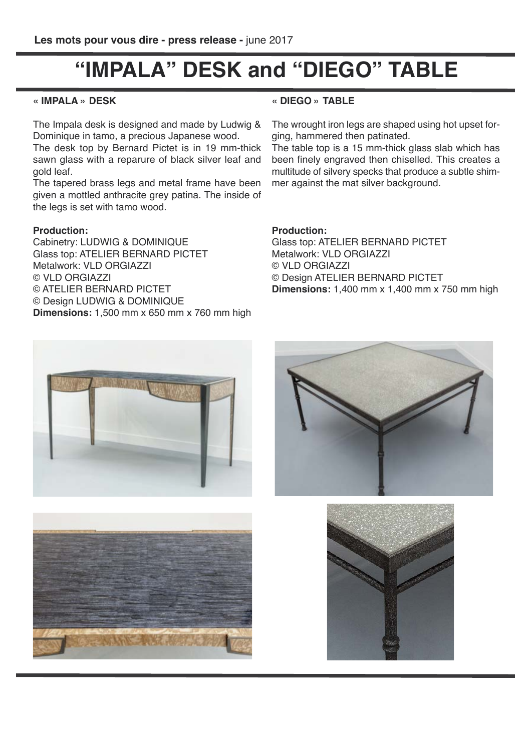Les mots pour vous dire - press release - june 2017

# "IMPALA" DESK and "DIEGO" TABLE

## « IMPALA » DESK

The Impala desk is designed and made by Ludwig & Dominique in tamo, a precious Japanese wood.
The desk top by Bernard Pictet is in 19 mm-thick sawn glass with a reparure of black silver leaf and gold leaf.
The tapered brass legs and metal frame have been given a mottled anthracite grey patina. The inside of the legs is set with tamo wood.

**Production:**
Cabinetry: LUDWIG & DOMINIQUE
Glass top: ATELIER BERNARD PICTET
Metalwork: VLD ORGIAZZI
© VLD ORGIAZZI
© ATELIER BERNARD PICTET
© Design LUDWIG & DOMINIQUE
**Dimensions:** 1,500 mm x 650 mm x 760 mm high

## « DIEGO » TABLE

The wrought iron legs are shaped using hot upset forging, hammered then patinated.
The table top is a 15 mm-thick glass slab which has been finely engraved then chiselled. This creates a multitude of silvery specks that produce a subtle shimmer against the mat silver background.

**Production:**
Glass top: ATELIER BERNARD PICTET
Metalwork: VLD ORGIAZZI
© VLD ORGIAZZI
© Design ATELIER BERNARD PICTET
**Dimensions:** 1,400 mm x 1,400 mm x 750 mm high